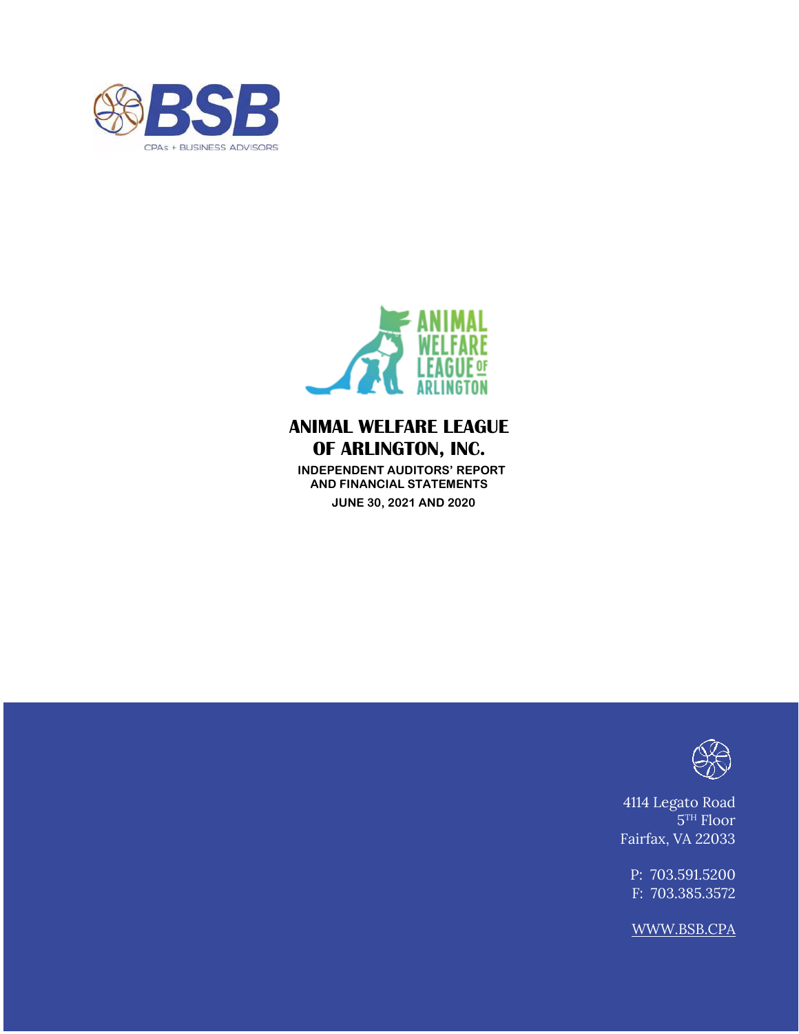BSB

CPAs + BUSINESS ADVISORS

ANIMAL WELFARE LEAGUE OF ARLINGTON

# ANIMAL WELFARE LEAGUE OF ARLINGTON, INC.

**INDEPENDENT AUDITORS' REPORT AND FINANCIAL STATEMENTS**

**JUNE 30, 2021 AND 2020**

4114 Legato Road
5TH Floor
Fairfax, VA 22033

P: 703.591.5200
F: 703.385.3572

WWW.BSB.CPA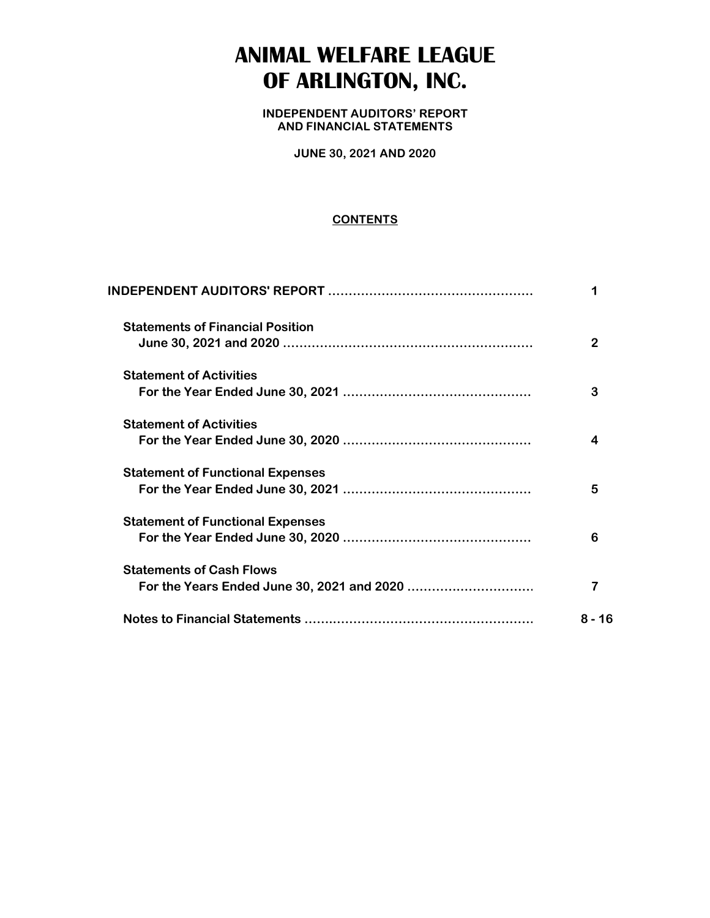# ANIMAL WELFARE LEAGUE OF ARLINGTON, INC.

**INDEPENDENT AUDITORS' REPORT AND FINANCIAL STATEMENTS**

**JUNE 30, 2021 AND 2020**

**CONTENTS**

| | |
|---|---|
| **INDEPENDENT AUDITORS' REPORT** | **1** |
| **Statements of Financial Position**<br>**June 30, 2021 and 2020** | **2** |
| **Statement of Activities**<br>**For the Year Ended June 30, 2021** | **3** |
| **Statement of Activities**<br>**For the Year Ended June 30, 2020** | **4** |
| **Statement of Functional Expenses**<br>**For the Year Ended June 30, 2021** | **5** |
| **Statement of Functional Expenses**<br>**For the Year Ended June 30, 2020** | **6** |
| **Statements of Cash Flows**<br>**For the Years Ended June 30, 2021 and 2020** | **7** |
| **Notes to Financial Statements** | **8 - 16** |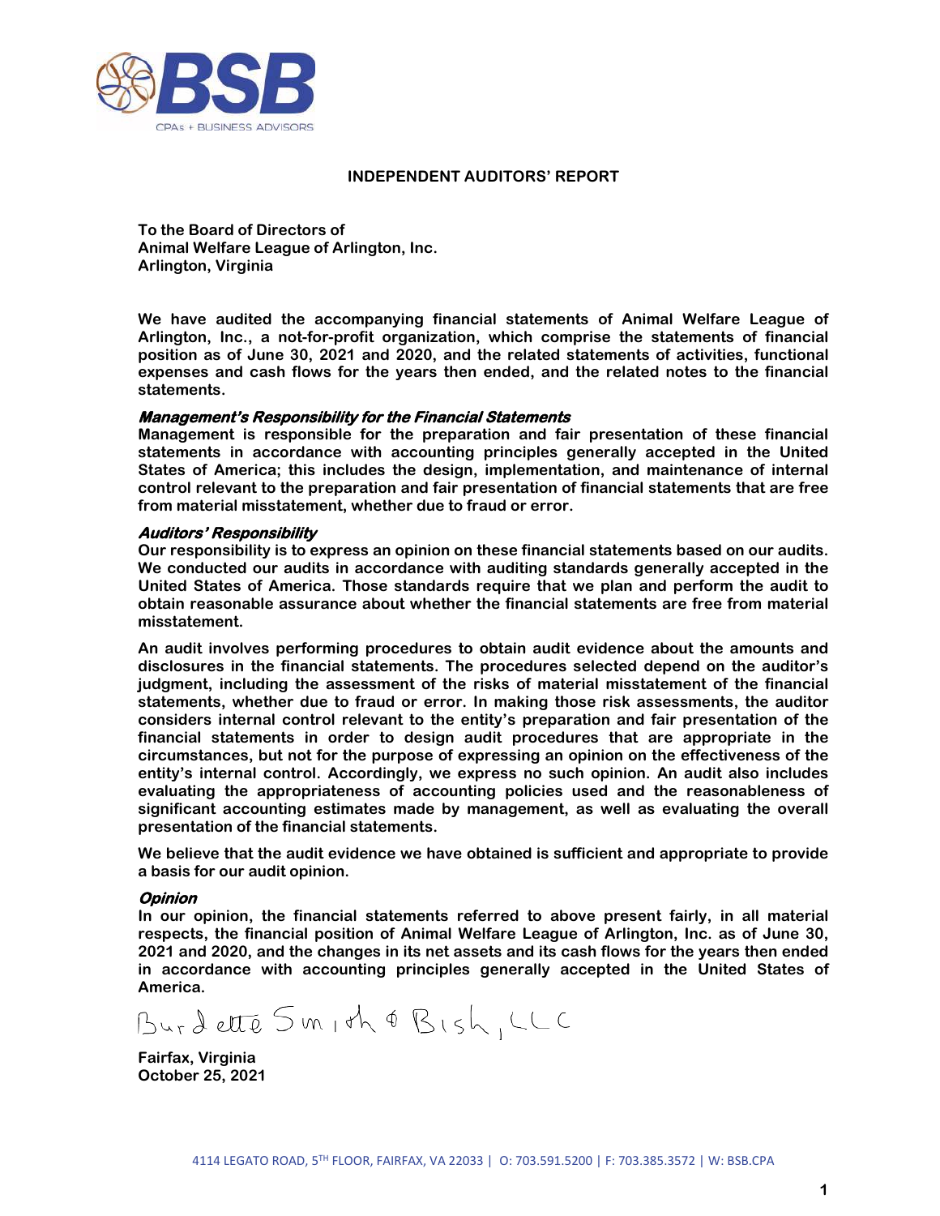# INDEPENDENT AUDITORS' REPORT

**To the Board of Directors of**
**Animal Welfare League of Arlington, Inc.**
**Arlington, Virginia**

We have audited the accompanying financial statements of Animal Welfare League of Arlington, Inc., a not-for-profit organization, which comprise the statements of financial position as of June 30, 2021 and 2020, and the related statements of activities, functional expenses and cash flows for the years then ended, and the related notes to the financial statements.

***Management's Responsibility for the Financial Statements***

Management is responsible for the preparation and fair presentation of these financial statements in accordance with accounting principles generally accepted in the United States of America; this includes the design, implementation, and maintenance of internal control relevant to the preparation and fair presentation of financial statements that are free from material misstatement, whether due to fraud or error.

***Auditors' Responsibility***

Our responsibility is to express an opinion on these financial statements based on our audits. We conducted our audits in accordance with auditing standards generally accepted in the United States of America. Those standards require that we plan and perform the audit to obtain reasonable assurance about whether the financial statements are free from material misstatement.

An audit involves performing procedures to obtain audit evidence about the amounts and disclosures in the financial statements. The procedures selected depend on the auditor's judgment, including the assessment of the risks of material misstatement of the financial statements, whether due to fraud or error. In making those risk assessments, the auditor considers internal control relevant to the entity's preparation and fair presentation of the financial statements in order to design audit procedures that are appropriate in the circumstances, but not for the purpose of expressing an opinion on the effectiveness of the entity's internal control. Accordingly, we express no such opinion. An audit also includes evaluating the appropriateness of accounting policies used and the reasonableness of significant accounting estimates made by management, as well as evaluating the overall presentation of the financial statements.

We believe that the audit evidence we have obtained is sufficient and appropriate to provide a basis for our audit opinion.

***Opinion***

In our opinion, the financial statements referred to above present fairly, in all material respects, the financial position of Animal Welfare League of Arlington, Inc. as of June 30, 2021 and 2020, and the changes in its net assets and its cash flows for the years then ended in accordance with accounting principles generally accepted in the United States of America.

Burdette Smith & Bish, LLC

**Fairfax, Virginia**
**October 25, 2021**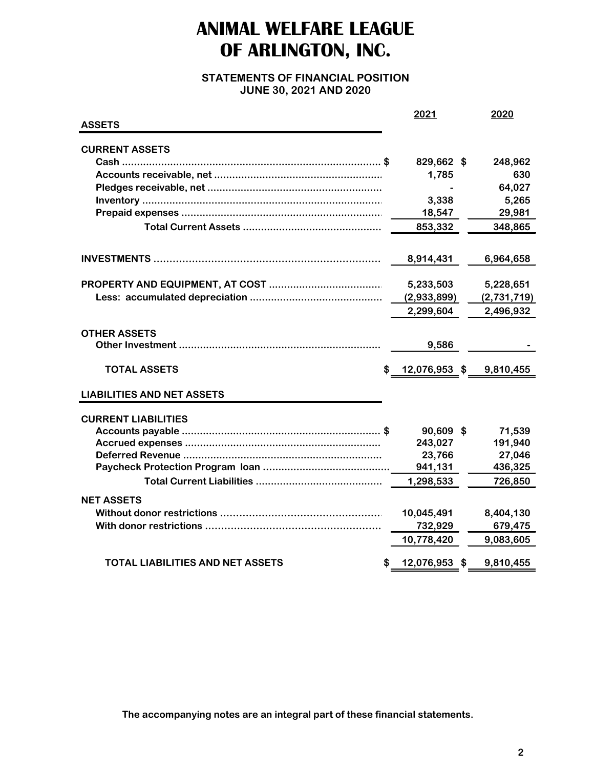# ANIMAL WELFARE LEAGUE OF ARLINGTON, INC.

## STATEMENTS OF FINANCIAL POSITION
## JUNE 30, 2021 AND 2020

| | 2021 | 2020 |
|---|---|---|
| **ASSETS** | | |
| **CURRENT ASSETS** | | |
| Cash | $ 829,662 | $ 248,962 |
| Accounts receivable, net | 1,785 | 630 |
| Pledges receivable, net | - | 64,027 |
| Inventory | 3,338 | 5,265 |
| Prepaid expenses | 18,547 | 29,981 |
| Total Current Assets | 853,332 | 348,865 |
| **INVESTMENTS** | 8,914,431 | 6,964,658 |
| **PROPERTY AND EQUIPMENT, AT COST** | 5,233,503 | 5,228,651 |
| Less: accumulated depreciation | (2,933,899) | (2,731,719) |
| | 2,299,604 | 2,496,932 |
| **OTHER ASSETS** | | |
| Other Investment | 9,586 | - |
| **TOTAL ASSETS** | $ 12,076,953 | $ 9,810,455 |
| **LIABILITIES AND NET ASSETS** | | |
| **CURRENT LIABILITIES** | | |
| Accounts payable | $ 90,609 | $ 71,539 |
| Accrued expenses | 243,027 | 191,940 |
| Deferred Revenue | 23,766 | 27,046 |
| Paycheck Protection Program loan | 941,131 | 436,325 |
| Total Current Liabilities | 1,298,533 | 726,850 |
| **NET ASSETS** | | |
| Without donor restrictions | 10,045,491 | 8,404,130 |
| With donor restrictions | 732,929 | 679,475 |
| | 10,778,420 | 9,083,605 |
| **TOTAL LIABILITIES AND NET ASSETS** | $ 12,076,953 | $ 9,810,455 |

**The accompanying notes are an integral part of these financial statements.**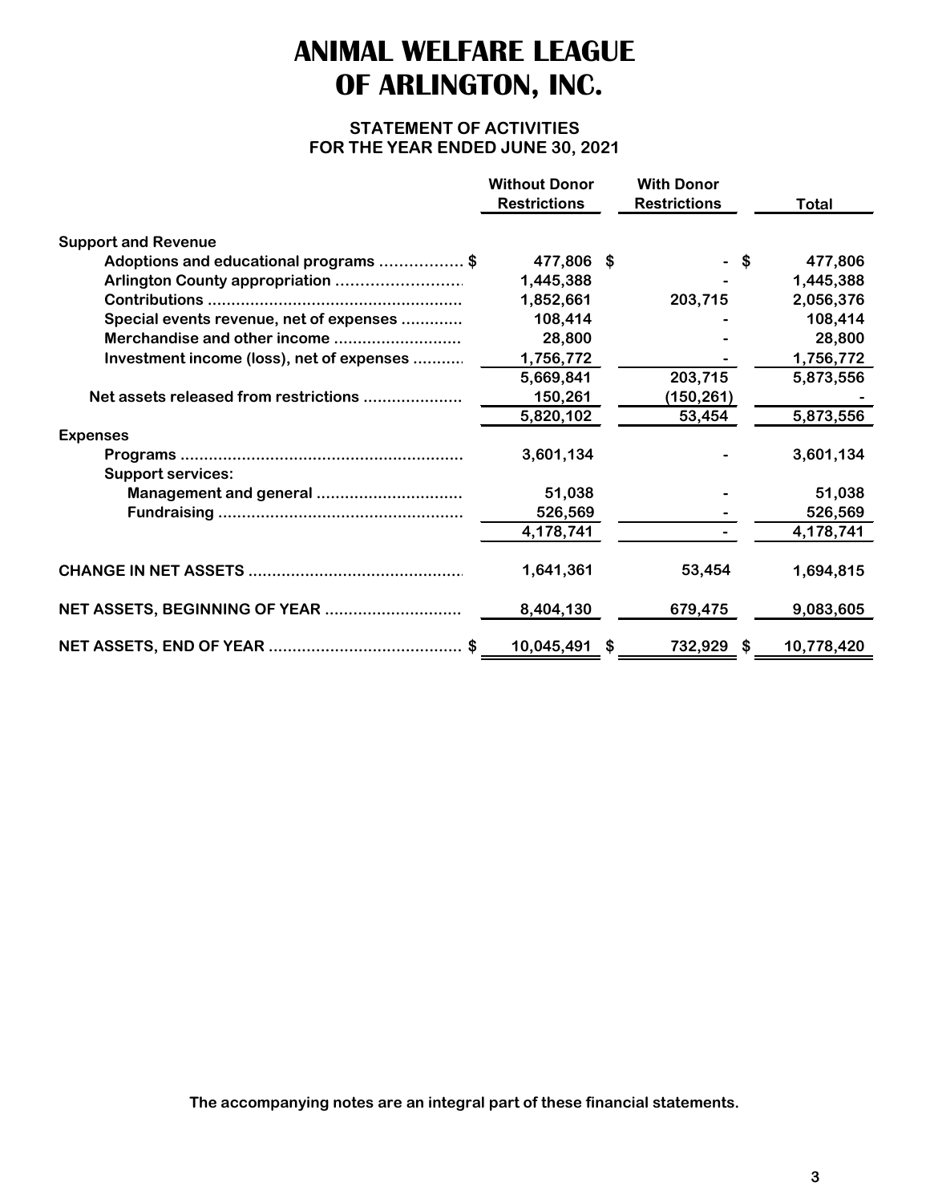# ANIMAL WELFARE LEAGUE OF ARLINGTON, INC.

## STATEMENT OF ACTIVITIES
### FOR THE YEAR ENDED JUNE 30, 2021

| | Without Donor Restrictions | With Donor Restrictions | Total |
|---|---|---|---|
| **Support and Revenue** | | | |
| Adoptions and educational programs | $ 477,806 | $ - | $ 477,806 |
| Arlington County appropriation | 1,445,388 | - | 1,445,388 |
| Contributions | 1,852,661 | 203,715 | 2,056,376 |
| Special events revenue, net of expenses | 108,414 | - | 108,414 |
| Merchandise and other income | 28,800 | - | 28,800 |
| Investment income (loss), net of expenses | 1,756,772 | - | 1,756,772 |
| | 5,669,841 | 203,715 | 5,873,556 |
| Net assets released from restrictions | 150,261 | (150,261) | - |
| | 5,820,102 | 53,454 | 5,873,556 |
| **Expenses** | | | |
| Programs | 3,601,134 | - | 3,601,134 |
| Support services: | | | |
| Management and general | 51,038 | - | 51,038 |
| Fundraising | 526,569 | - | 526,569 |
| | 4,178,741 | - | 4,178,741 |
| **CHANGE IN NET ASSETS** | 1,641,361 | 53,454 | 1,694,815 |
| **NET ASSETS, BEGINNING OF YEAR** | 8,404,130 | 679,475 | 9,083,605 |
| **NET ASSETS, END OF YEAR** | $ 10,045,491 | $ 732,929 | $ 10,778,420 |

**The accompanying notes are an integral part of these financial statements.**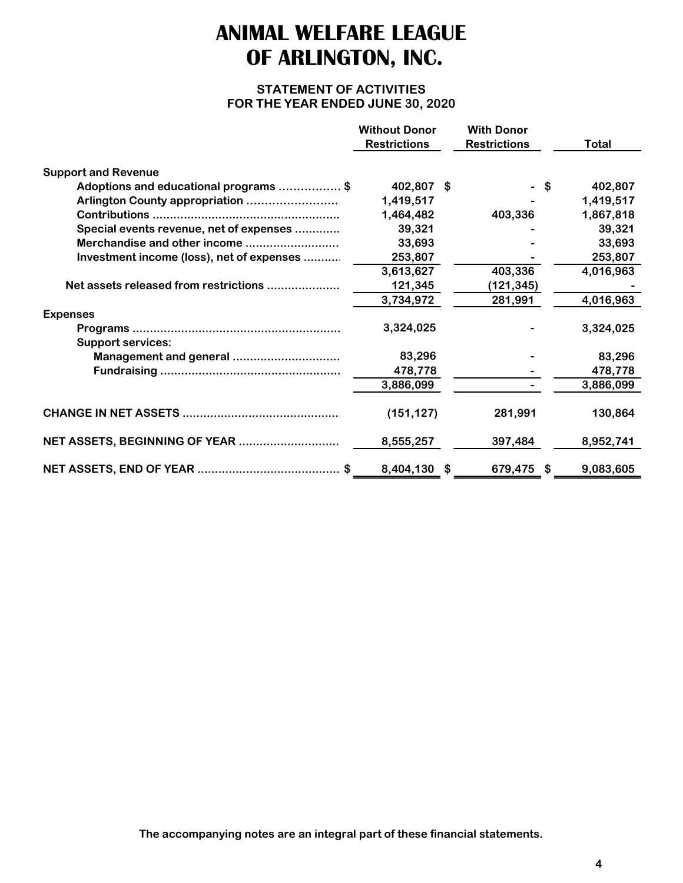# ANIMAL WELFARE LEAGUE OF ARLINGTON, INC.

## STATEMENT OF ACTIVITIES
## FOR THE YEAR ENDED JUNE 30, 2020

| | Without Donor Restrictions | With Donor Restrictions | Total |
|---|---|---|---|
| **Support and Revenue** | | | |
| Adoptions and educational programs | $ 402,807 | $ - | $ 402,807 |
| Arlington County appropriation | 1,419,517 | - | 1,419,517 |
| Contributions | 1,464,482 | 403,336 | 1,867,818 |
| Special events revenue, net of expenses | 39,321 | - | 39,321 |
| Merchandise and other income | 33,693 | - | 33,693 |
| Investment income (loss), net of expenses | 253,807 | - | 253,807 |
| | 3,613,627 | 403,336 | 4,016,963 |
| Net assets released from restrictions | 121,345 | (121,345) | - |
| | 3,734,972 | 281,991 | 4,016,963 |
| **Expenses** | | | |
| Programs | 3,324,025 | - | 3,324,025 |
| Support services: | | | |
| Management and general | 83,296 | - | 83,296 |
| Fundraising | 478,778 | - | 478,778 |
| | 3,886,099 | - | 3,886,099 |
| **CHANGE IN NET ASSETS** | (151,127) | 281,991 | 130,864 |
| **NET ASSETS, BEGINNING OF YEAR** | 8,555,257 | 397,484 | 8,952,741 |
| **NET ASSETS, END OF YEAR** | $ 8,404,130 | $ 679,475 | $ 9,083,605 |

The accompanying notes are an integral part of these financial statements.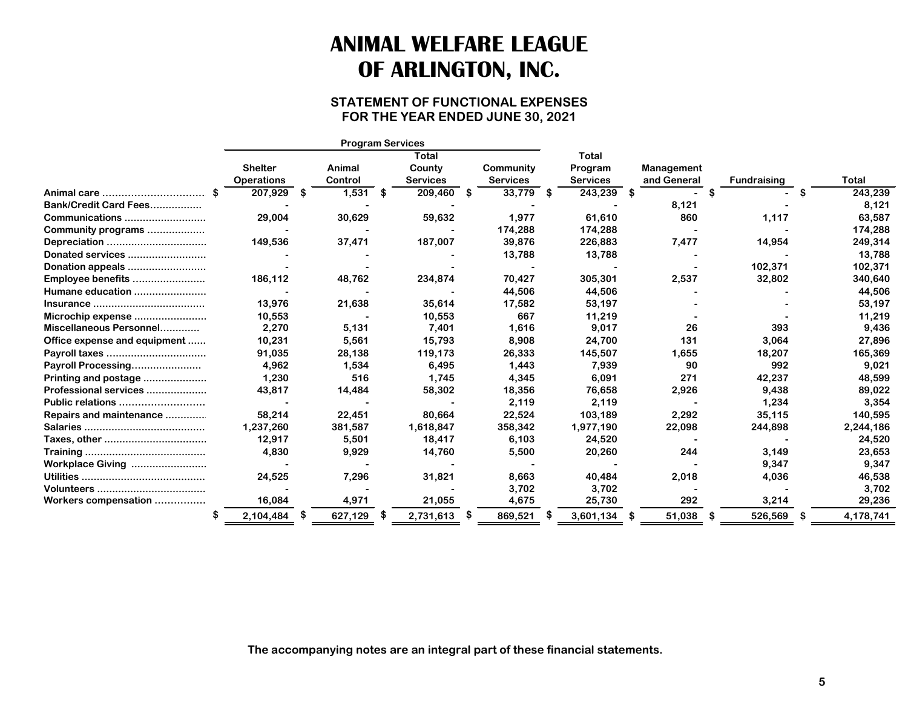# ANIMAL WELFARE LEAGUE OF ARLINGTON, INC.

## STATEMENT OF FUNCTIONAL EXPENSES
## FOR THE YEAR ENDED JUNE 30, 2021

| | Program Services | | | | | | | |
|---|---|---|---|---|---|---|---|---|
| | Shelter Operations | Animal Control | Total County Services | Community Services | Total Program Services | Management and General | Fundraising | Total |
| Animal care | $ 207,929 | $ 1,531 | $ 209,460 | $ 33,779 | $ 243,239 | $ - | $ - | $ 243,239 |
| Bank/Credit Card Fees | - | - | - | - | - | 8,121 | - | 8,121 |
| Communications | 29,004 | 30,629 | 59,632 | 1,977 | 61,610 | 860 | 1,117 | 63,587 |
| Community programs | - | - | - | 174,288 | 174,288 | - | - | 174,288 |
| Depreciation | 149,536 | 37,471 | 187,007 | 39,876 | 226,883 | 7,477 | 14,954 | 249,314 |
| Donated services | - | - | - | 13,788 | 13,788 | - | - | 13,788 |
| Donation appeals | - | - | - | - | - | - | 102,371 | 102,371 |
| Employee benefits | 186,112 | 48,762 | 234,874 | 70,427 | 305,301 | 2,537 | 32,802 | 340,640 |
| Humane education | - | - | - | 44,506 | 44,506 | - | - | 44,506 |
| Insurance | 13,976 | 21,638 | 35,614 | 17,582 | 53,197 | - | - | 53,197 |
| Microchip expense | 10,553 | - | 10,553 | 667 | 11,219 | - | - | 11,219 |
| Miscellaneous Personnel | 2,270 | 5,131 | 7,401 | 1,616 | 9,017 | 26 | 393 | 9,436 |
| Office expense and equipment | 10,231 | 5,561 | 15,793 | 8,908 | 24,700 | 131 | 3,064 | 27,896 |
| Payroll taxes | 91,035 | 28,138 | 119,173 | 26,333 | 145,507 | 1,655 | 18,207 | 165,369 |
| Payroll Processing | 4,962 | 1,534 | 6,495 | 1,443 | 7,939 | 90 | 992 | 9,021 |
| Printing and postage | 1,230 | 516 | 1,745 | 4,345 | 6,091 | 271 | 42,237 | 48,599 |
| Professional services | 43,817 | 14,484 | 58,302 | 18,356 | 76,658 | 2,926 | 9,438 | 89,022 |
| Public relations | - | - | - | 2,119 | 2,119 | - | 1,234 | 3,354 |
| Repairs and maintenance | 58,214 | 22,451 | 80,664 | 22,524 | 103,189 | 2,292 | 35,115 | 140,595 |
| Salaries | 1,237,260 | 381,587 | 1,618,847 | 358,342 | 1,977,190 | 22,098 | 244,898 | 2,244,186 |
| Taxes, other | 12,917 | 5,501 | 18,417 | 6,103 | 24,520 | - | - | 24,520 |
| Training | 4,830 | 9,929 | 14,760 | 5,500 | 20,260 | 244 | 3,149 | 23,653 |
| Workplace Giving | - | - | - | - | - | - | 9,347 | 9,347 |
| Utilities | 24,525 | 7,296 | 31,821 | 8,663 | 40,484 | 2,018 | 4,036 | 46,538 |
| Volunteers | - | - | - | 3,702 | 3,702 | - | - | 3,702 |
| Workers compensation | 16,084 | 4,971 | 21,055 | 4,675 | 25,730 | 292 | 3,214 | 29,236 |
| | $ 2,104,484 | $ 627,129 | $ 2,731,613 | $ 869,521 | $ 3,601,134 | $ 51,038 | $ 526,569 | $ 4,178,741 |

**The accompanying notes are an integral part of these financial statements.**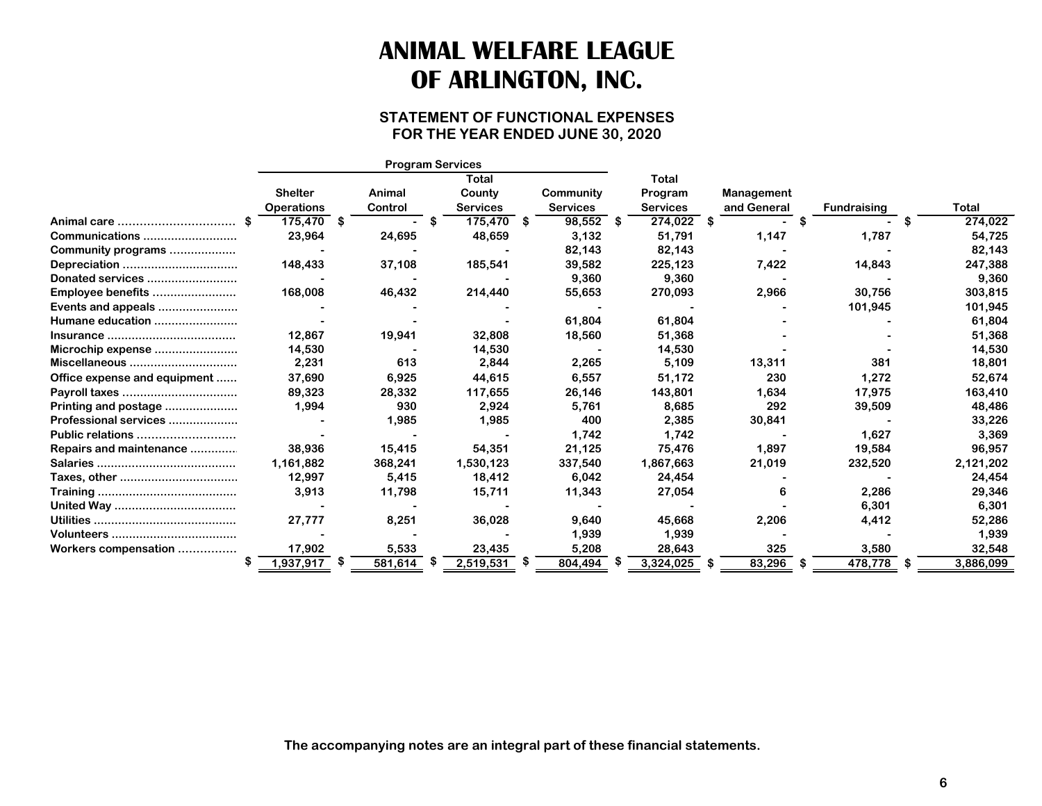# ANIMAL WELFARE LEAGUE OF ARLINGTON, INC.

## STATEMENT OF FUNCTIONAL EXPENSES
## FOR THE YEAR ENDED JUNE 30, 2020

| | Program Services | | | | | | | |
|---|---|---|---|---|---|---|---|---|
| | Shelter Operations | Animal Control | Total County Services | Community Services | Total Program Services | Management and General | Fundraising | Total |
| Animal care | $ 175,470 | $ - | $ 175,470 | $ 98,552 | $ 274,022 | $ - | $ - | $ 274,022 |
| Communications | 23,964 | 24,695 | 48,659 | 3,132 | 51,791 | 1,147 | 1,787 | 54,725 |
| Community programs | - | - | - | 82,143 | 82,143 | - | - | 82,143 |
| Depreciation | 148,433 | 37,108 | 185,541 | 39,582 | 225,123 | 7,422 | 14,843 | 247,388 |
| Donated services | - | - | - | 9,360 | 9,360 | - | - | 9,360 |
| Employee benefits | 168,008 | 46,432 | 214,440 | 55,653 | 270,093 | 2,966 | 30,756 | 303,815 |
| Events and appeals | - | - | - | - | - | - | 101,945 | 101,945 |
| Humane education | - | - | - | 61,804 | 61,804 | - | - | 61,804 |
| Insurance | 12,867 | 19,941 | 32,808 | 18,560 | 51,368 | - | - | 51,368 |
| Microchip expense | 14,530 | - | 14,530 | - | 14,530 | - | - | 14,530 |
| Miscellaneous | 2,231 | 613 | 2,844 | 2,265 | 5,109 | 13,311 | 381 | 18,801 |
| Office expense and equipment | 37,690 | 6,925 | 44,615 | 6,557 | 51,172 | 230 | 1,272 | 52,674 |
| Payroll taxes | 89,323 | 28,332 | 117,655 | 26,146 | 143,801 | 1,634 | 17,975 | 163,410 |
| Printing and postage | 1,994 | 930 | 2,924 | 5,761 | 8,685 | 292 | 39,509 | 48,486 |
| Professional services | - | 1,985 | 1,985 | 400 | 2,385 | 30,841 | - | 33,226 |
| Public relations | - | - | - | 1,742 | 1,742 | - | 1,627 | 3,369 |
| Repairs and maintenance | 38,936 | 15,415 | 54,351 | 21,125 | 75,476 | 1,897 | 19,584 | 96,957 |
| Salaries | 1,161,882 | 368,241 | 1,530,123 | 337,540 | 1,867,663 | 21,019 | 232,520 | 2,121,202 |
| Taxes, other | 12,997 | 5,415 | 18,412 | 6,042 | 24,454 | - | - | 24,454 |
| Training | 3,913 | 11,798 | 15,711 | 11,343 | 27,054 | 6 | 2,286 | 29,346 |
| United Way | - | - | - | - | - | - | 6,301 | 6,301 |
| Utilities | 27,777 | 8,251 | 36,028 | 9,640 | 45,668 | 2,206 | 4,412 | 52,286 |
| Volunteers | - | - | - | 1,939 | 1,939 | - | - | 1,939 |
| Workers compensation | 17,902 | 5,533 | 23,435 | 5,208 | 28,643 | 325 | 3,580 | 32,548 |
| | $ 1,937,917 | $ 581,614 | $ 2,519,531 | $ 804,494 | $ 3,324,025 | $ 83,296 | $ 478,778 | $ 3,886,099 |

**The accompanying notes are an integral part of these financial statements.**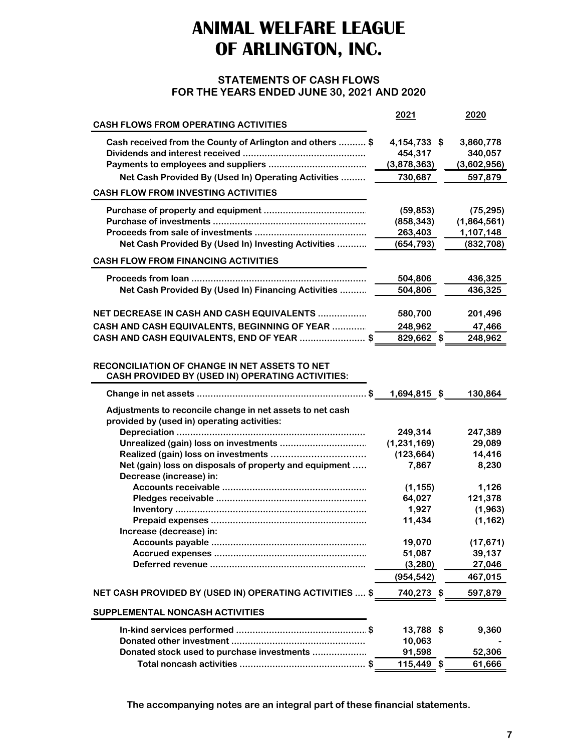# ANIMAL WELFARE LEAGUE OF ARLINGTON, INC.

## STATEMENTS OF CASH FLOWS
## FOR THE YEARS ENDED JUNE 30, 2021 AND 2020

| | 2021 | 2020 |
|---|---|---|
| **CASH FLOWS FROM OPERATING ACTIVITIES** | | |
| Cash received from the County of Arlington and others | $ 4,154,733 | $ 3,860,778 |
| Dividends and interest received | 454,317 | 340,057 |
| Payments to employees and suppliers | (3,878,363) | (3,602,956) |
| Net Cash Provided By (Used In) Operating Activities | 730,687 | 597,879 |
| **CASH FLOW FROM INVESTING ACTIVITIES** | | |
| Purchase of property and equipment | (59,853) | (75,295) |
| Purchase of investments | (858,343) | (1,864,561) |
| Proceeds from sale of investments | 263,403 | 1,107,148 |
| Net Cash Provided By (Used In) Investing Activities | (654,793) | (832,708) |
| **CASH FLOW FROM FINANCING ACTIVITIES** | | |
| Proceeds from loan | 504,806 | 436,325 |
| Net Cash Provided By (Used In) Financing Activities | 504,806 | 436,325 |
| **NET DECREASE IN CASH AND CASH EQUIVALENTS** | 580,700 | 201,496 |
| **CASH AND CASH EQUIVALENTS, BEGINNING OF YEAR** | 248,962 | 47,466 |
| **CASH AND CASH EQUIVALENTS, END OF YEAR** | $ 829,662 | $ 248,962 |

| | 2021 | 2020 |
|---|---|---|
| **RECONCILIATION OF CHANGE IN NET ASSETS TO NET CASH PROVIDED BY (USED IN) OPERATING ACTIVITIES:** | | |
| Change in net assets | $ 1,694,815 | $ 130,864 |
| Adjustments to reconcile change in net assets to net cash provided by (used in) operating activities: | | |
| Depreciation | 249,314 | 247,389 |
| Unrealized (gain) loss on investments | (1,231,169) | 29,089 |
| Realized (gain) loss on investments | (123,664) | 14,416 |
| Net (gain) loss on disposals of property and equipment | 7,867 | 8,230 |
| Decrease (increase) in: | | |
| Accounts receivable | (1,155) | 1,126 |
| Pledges receivable | 64,027 | 121,378 |
| Inventory | 1,927 | (1,963) |
| Prepaid expenses | 11,434 | (1,162) |
| Increase (decrease) in: | | |
| Accounts payable | 19,070 | (17,671) |
| Accrued expenses | 51,087 | 39,137 |
| Deferred revenue | (3,280) | 27,046 |
| | (954,542) | 467,015 |
| **NET CASH PROVIDED BY (USED IN) OPERATING ACTIVITIES** | $ 740,273 | $ 597,879 |

| | 2021 | 2020 |
|---|---|---|
| **SUPPLEMENTAL NONCASH ACTIVITIES** | | |
| In-kind services performed | $ 13,788 | $ 9,360 |
| Donated other investment | 10,063 | - |
| Donated stock used to purchase investments | 91,598 | 52,306 |
| Total noncash activities | $ 115,449 | $ 61,666 |

**The accompanying notes are an integral part of these financial statements.**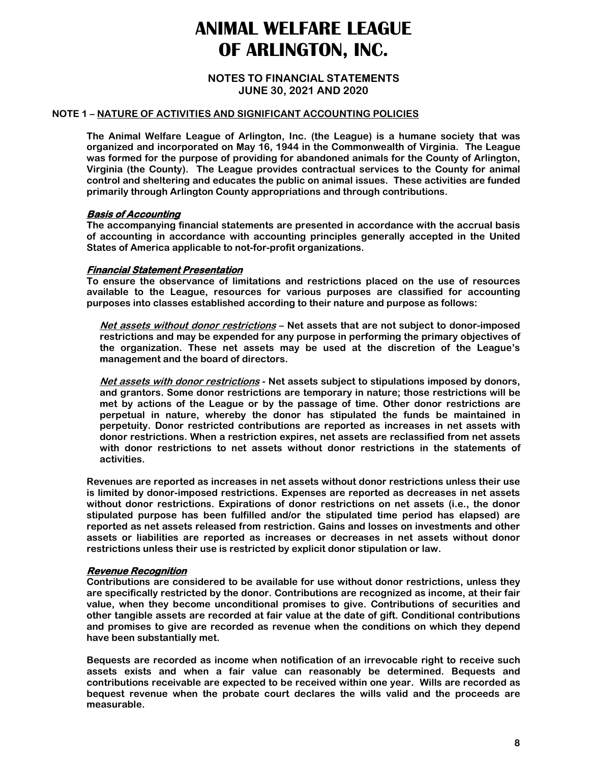# ANIMAL WELFARE LEAGUE OF ARLINGTON, INC.

## NOTES TO FINANCIAL STATEMENTS
## JUNE 30, 2021 AND 2020

### NOTE 1 – NATURE OF ACTIVITIES AND SIGNIFICANT ACCOUNTING POLICIES

The Animal Welfare League of Arlington, Inc. (the League) is a humane society that was organized and incorporated on May 16, 1944 in the Commonwealth of Virginia. The League was formed for the purpose of providing for abandoned animals for the County of Arlington, Virginia (the County). The League provides contractual services to the County for animal control and sheltering and educates the public on animal issues. These activities are funded primarily through Arlington County appropriations and through contributions.

***Basis of Accounting***

The accompanying financial statements are presented in accordance with the accrual basis of accounting in accordance with accounting principles generally accepted in the United States of America applicable to not-for-profit organizations.

***Financial Statement Presentation***

To ensure the observance of limitations and restrictions placed on the use of resources available to the League, resources for various purposes are classified for accounting purposes into classes established according to their nature and purpose as follows:

***Net assets without donor restrictions*** – Net assets that are not subject to donor-imposed restrictions and may be expended for any purpose in performing the primary objectives of the organization. These net assets may be used at the discretion of the League's management and the board of directors.

***Net assets with donor restrictions*** - Net assets subject to stipulations imposed by donors, and grantors. Some donor restrictions are temporary in nature; those restrictions will be met by actions of the League or by the passage of time. Other donor restrictions are perpetual in nature, whereby the donor has stipulated the funds be maintained in perpetuity. Donor restricted contributions are reported as increases in net assets with donor restrictions. When a restriction expires, net assets are reclassified from net assets with donor restrictions to net assets without donor restrictions in the statements of activities.

Revenues are reported as increases in net assets without donor restrictions unless their use is limited by donor-imposed restrictions. Expenses are reported as decreases in net assets without donor restrictions. Expirations of donor restrictions on net assets (i.e., the donor stipulated purpose has been fulfilled and/or the stipulated time period has elapsed) are reported as net assets released from restriction. Gains and losses on investments and other assets or liabilities are reported as increases or decreases in net assets without donor restrictions unless their use is restricted by explicit donor stipulation or law.

***Revenue Recognition***

Contributions are considered to be available for use without donor restrictions, unless they are specifically restricted by the donor. Contributions are recognized as income, at their fair value, when they become unconditional promises to give. Contributions of securities and other tangible assets are recorded at fair value at the date of gift. Conditional contributions and promises to give are recorded as revenue when the conditions on which they depend have been substantially met.

Bequests are recorded as income when notification of an irrevocable right to receive such assets exists and when a fair value can reasonably be determined. Bequests and contributions receivable are expected to be received within one year. Wills are recorded as bequest revenue when the probate court declares the wills valid and the proceeds are measurable.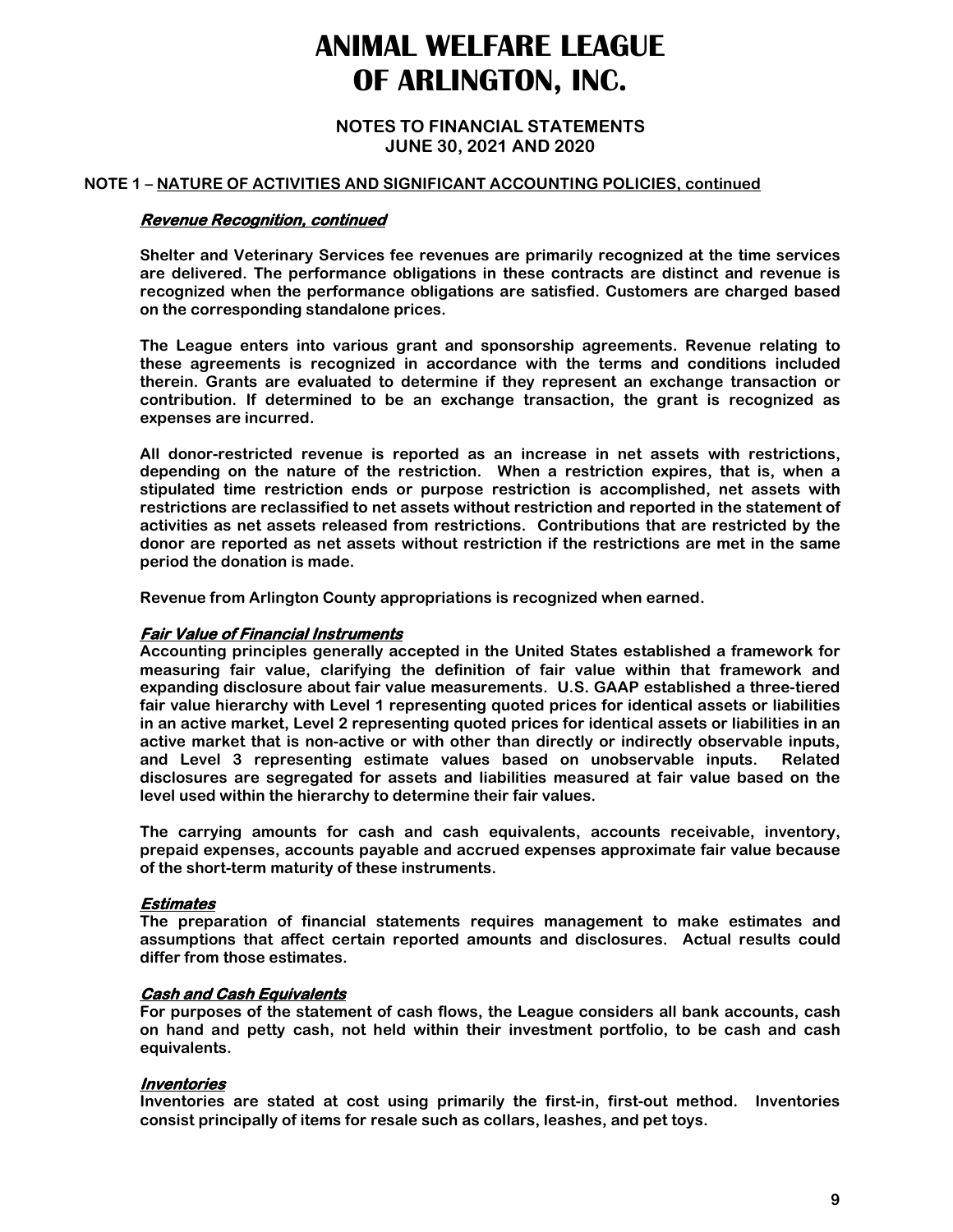# ANIMAL WELFARE LEAGUE OF ARLINGTON, INC.

## NOTES TO FINANCIAL STATEMENTS JUNE 30, 2021 AND 2020

**NOTE 1 – NATURE OF ACTIVITIES AND SIGNIFICANT ACCOUNTING POLICIES, continued**

***Revenue Recognition, continued***

**Shelter and Veterinary Services fee revenues are primarily recognized at the time services are delivered. The performance obligations in these contracts are distinct and revenue is recognized when the performance obligations are satisfied. Customers are charged based on the corresponding standalone prices.**

**The League enters into various grant and sponsorship agreements. Revenue relating to these agreements is recognized in accordance with the terms and conditions included therein. Grants are evaluated to determine if they represent an exchange transaction or contribution. If determined to be an exchange transaction, the grant is recognized as expenses are incurred.**

**All donor-restricted revenue is reported as an increase in net assets with restrictions, depending on the nature of the restriction. When a restriction expires, that is, when a stipulated time restriction ends or purpose restriction is accomplished, net assets with restrictions are reclassified to net assets without restriction and reported in the statement of activities as net assets released from restrictions. Contributions that are restricted by the donor are reported as net assets without restriction if the restrictions are met in the same period the donation is made.**

**Revenue from Arlington County appropriations is recognized when earned.**

***Fair Value of Financial Instruments***

**Accounting principles generally accepted in the United States established a framework for measuring fair value, clarifying the definition of fair value within that framework and expanding disclosure about fair value measurements. U.S. GAAP established a three-tiered fair value hierarchy with Level 1 representing quoted prices for identical assets or liabilities in an active market, Level 2 representing quoted prices for identical assets or liabilities in an active market that is non-active or with other than directly or indirectly observable inputs, and Level 3 representing estimate values based on unobservable inputs. Related disclosures are segregated for assets and liabilities measured at fair value based on the level used within the hierarchy to determine their fair values.**

**The carrying amounts for cash and cash equivalents, accounts receivable, inventory, prepaid expenses, accounts payable and accrued expenses approximate fair value because of the short-term maturity of these instruments.**

***Estimates***

**The preparation of financial statements requires management to make estimates and assumptions that affect certain reported amounts and disclosures. Actual results could differ from those estimates.**

***Cash and Cash Equivalents***

**For purposes of the statement of cash flows, the League considers all bank accounts, cash on hand and petty cash, not held within their investment portfolio, to be cash and cash equivalents.**

***Inventories***

**Inventories are stated at cost using primarily the first-in, first-out method. Inventories consist principally of items for resale such as collars, leashes, and pet toys.**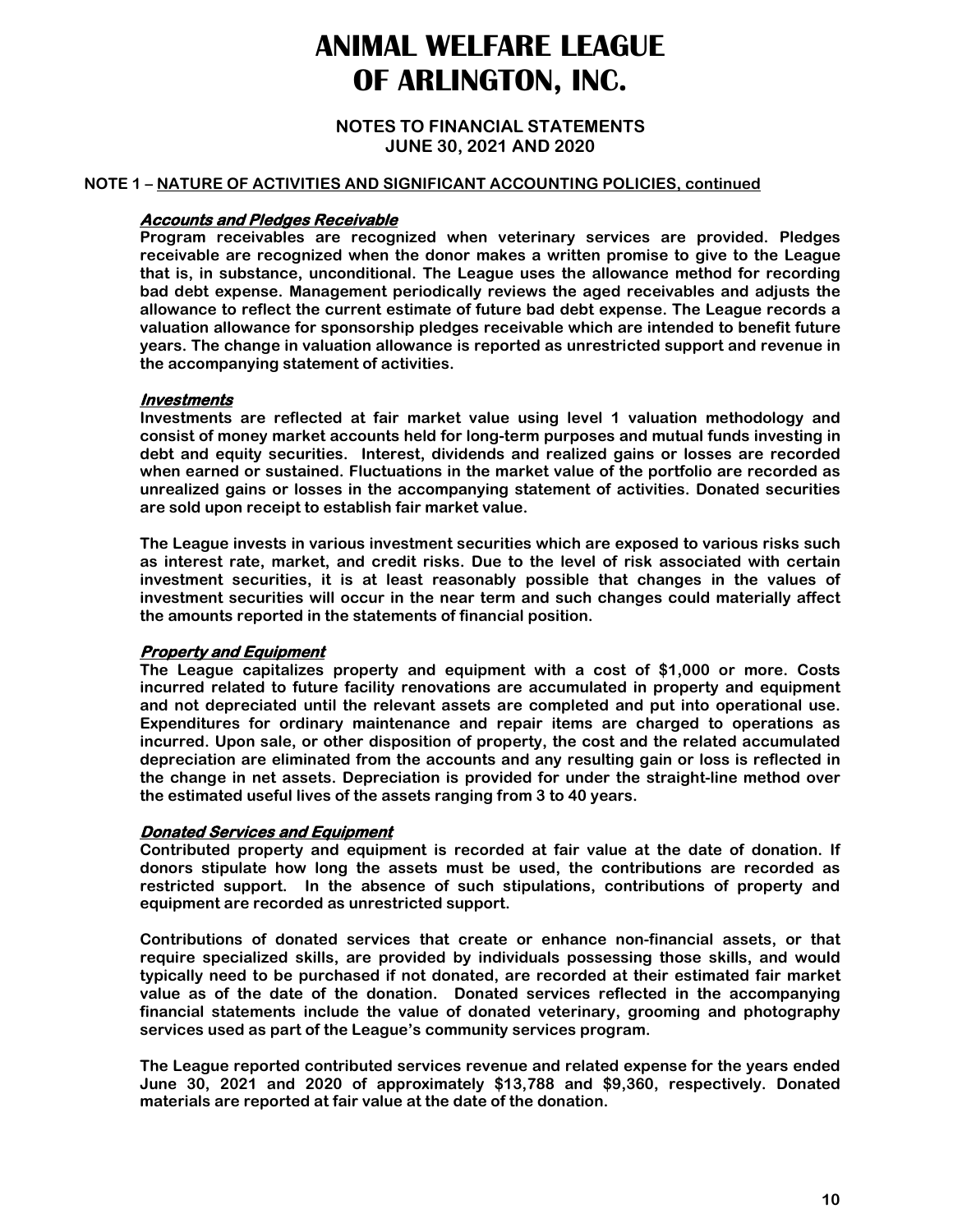# ANIMAL WELFARE LEAGUE OF ARLINGTON, INC.

## NOTES TO FINANCIAL STATEMENTS JUNE 30, 2021 AND 2020

### NOTE 1 – NATURE OF ACTIVITIES AND SIGNIFICANT ACCOUNTING POLICIES, continued

***Accounts and Pledges Receivable***

Program receivables are recognized when veterinary services are provided. Pledges receivable are recognized when the donor makes a written promise to give to the League that is, in substance, unconditional. The League uses the allowance method for recording bad debt expense. Management periodically reviews the aged receivables and adjusts the allowance to reflect the current estimate of future bad debt expense. The League records a valuation allowance for sponsorship pledges receivable which are intended to benefit future years. The change in valuation allowance is reported as unrestricted support and revenue in the accompanying statement of activities.

***Investments***

Investments are reflected at fair market value using level 1 valuation methodology and consist of money market accounts held for long-term purposes and mutual funds investing in debt and equity securities. Interest, dividends and realized gains or losses are recorded when earned or sustained. Fluctuations in the market value of the portfolio are recorded as unrealized gains or losses in the accompanying statement of activities. Donated securities are sold upon receipt to establish fair market value.

The League invests in various investment securities which are exposed to various risks such as interest rate, market, and credit risks. Due to the level of risk associated with certain investment securities, it is at least reasonably possible that changes in the values of investment securities will occur in the near term and such changes could materially affect the amounts reported in the statements of financial position.

***Property and Equipment***

The League capitalizes property and equipment with a cost of $1,000 or more. Costs incurred related to future facility renovations are accumulated in property and equipment and not depreciated until the relevant assets are completed and put into operational use. Expenditures for ordinary maintenance and repair items are charged to operations as incurred. Upon sale, or other disposition of property, the cost and the related accumulated depreciation are eliminated from the accounts and any resulting gain or loss is reflected in the change in net assets. Depreciation is provided for under the straight-line method over the estimated useful lives of the assets ranging from 3 to 40 years.

***Donated Services and Equipment***

Contributed property and equipment is recorded at fair value at the date of donation. If donors stipulate how long the assets must be used, the contributions are recorded as restricted support. In the absence of such stipulations, contributions of property and equipment are recorded as unrestricted support.

Contributions of donated services that create or enhance non-financial assets, or that require specialized skills, are provided by individuals possessing those skills, and would typically need to be purchased if not donated, are recorded at their estimated fair market value as of the date of the donation. Donated services reflected in the accompanying financial statements include the value of donated veterinary, grooming and photography services used as part of the League's community services program.

The League reported contributed services revenue and related expense for the years ended June 30, 2021 and 2020 of approximately $13,788 and $9,360, respectively. Donated materials are reported at fair value at the date of the donation.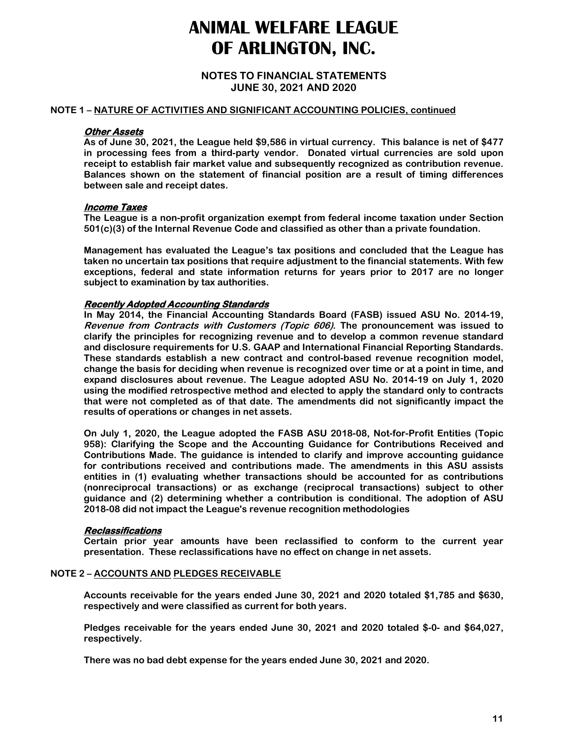# ANIMAL WELFARE LEAGUE OF ARLINGTON, INC.

## NOTES TO FINANCIAL STATEMENTS
## JUNE 30, 2021 AND 2020

**NOTE 1 – NATURE OF ACTIVITIES AND SIGNIFICANT ACCOUNTING POLICIES, continued**

***Other Assets***

**As of June 30, 2021, the League held $9,586 in virtual currency. This balance is net of $477 in processing fees from a third-party vendor. Donated virtual currencies are sold upon receipt to establish fair market value and subsequently recognized as contribution revenue. Balances shown on the statement of financial position are a result of timing differences between sale and receipt dates.**

***Income Taxes***

**The League is a non-profit organization exempt from federal income taxation under Section 501(c)(3) of the Internal Revenue Code and classified as other than a private foundation.**

**Management has evaluated the League's tax positions and concluded that the League has taken no uncertain tax positions that require adjustment to the financial statements. With few exceptions, federal and state information returns for years prior to 2017 are no longer subject to examination by tax authorities.**

***Recently Adopted Accounting Standards***

**In May 2014, the Financial Accounting Standards Board (FASB) issued ASU No. 2014-19, *Revenue from Contracts with Customers (Topic 606)*. The pronouncement was issued to clarify the principles for recognizing revenue and to develop a common revenue standard and disclosure requirements for U.S. GAAP and International Financial Reporting Standards. These standards establish a new contract and control-based revenue recognition model, change the basis for deciding when revenue is recognized over time or at a point in time, and expand disclosures about revenue. The League adopted ASU No. 2014-19 on July 1, 2020 using the modified retrospective method and elected to apply the standard only to contracts that were not completed as of that date. The amendments did not significantly impact the results of operations or changes in net assets.**

**On July 1, 2020, the League adopted the FASB ASU 2018-08, Not-for-Profit Entities (Topic 958): Clarifying the Scope and the Accounting Guidance for Contributions Received and Contributions Made. The guidance is intended to clarify and improve accounting guidance for contributions received and contributions made. The amendments in this ASU assists entities in (1) evaluating whether transactions should be accounted for as contributions (nonreciprocal transactions) or as exchange (reciprocal transactions) subject to other guidance and (2) determining whether a contribution is conditional. The adoption of ASU 2018-08 did not impact the League's revenue recognition methodologies**

***Reclassifications***

**Certain prior year amounts have been reclassified to conform to the current year presentation. These reclassifications have no effect on change in net assets.**

**NOTE 2 – ACCOUNTS AND PLEDGES RECEIVABLE**

**Accounts receivable for the years ended June 30, 2021 and 2020 totaled $1,785 and $630, respectively and were classified as current for both years.**

**Pledges receivable for the years ended June 30, 2021 and 2020 totaled $-0- and $64,027, respectively.**

**There was no bad debt expense for the years ended June 30, 2021 and 2020.**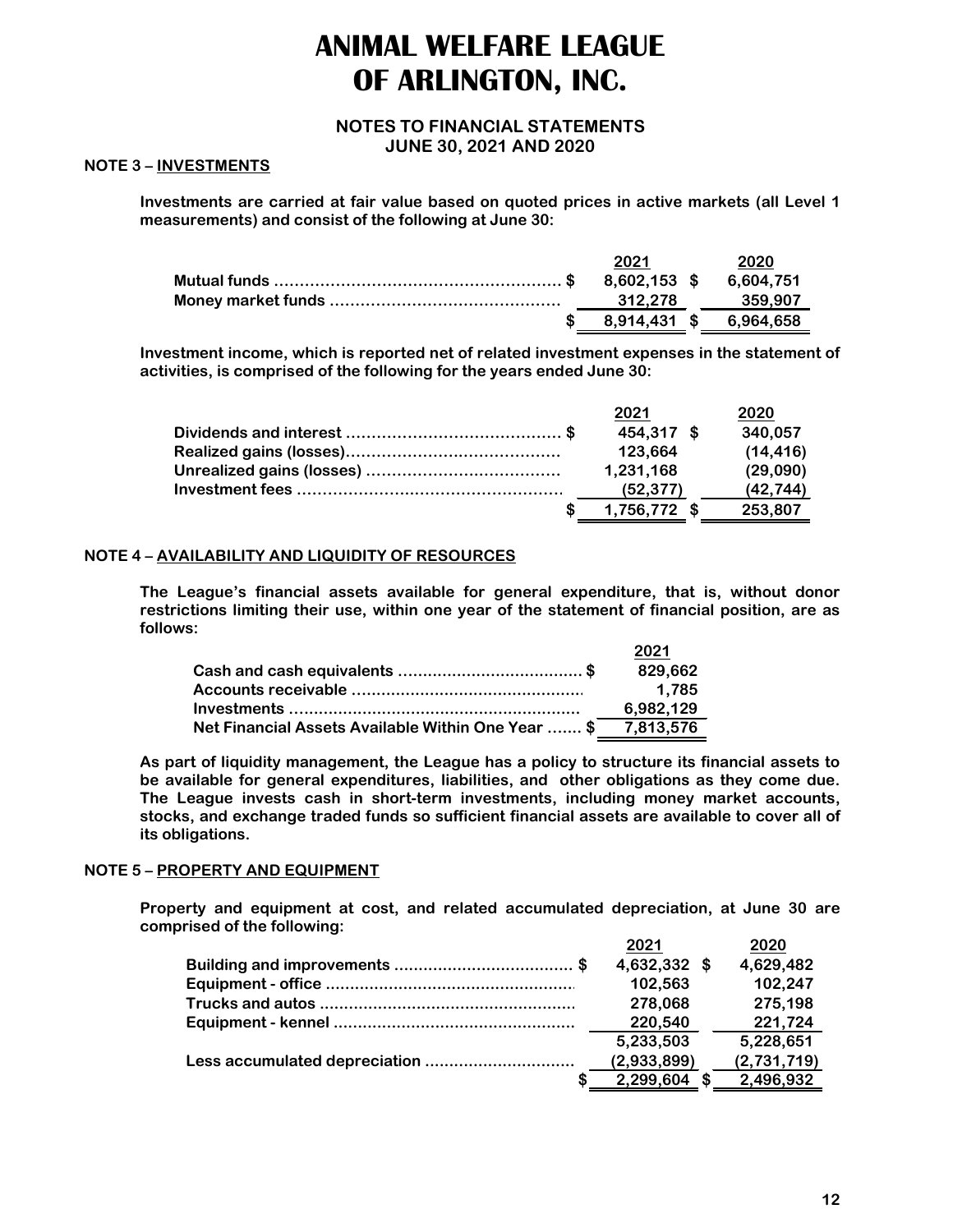# ANIMAL WELFARE LEAGUE OF ARLINGTON, INC.

## NOTES TO FINANCIAL STATEMENTS
## JUNE 30, 2021 AND 2020

**NOTE 3 – INVESTMENTS**

**Investments are carried at fair value based on quoted prices in active markets (all Level 1 measurements) and consist of the following at June 30:**

| | 2021 | 2020 |
|---|---|---|
| Mutual funds | $ 8,602,153 | $ 6,604,751 |
| Money market funds | 312,278 | 359,907 |
| | $ 8,914,431 | $ 6,964,658 |

**Investment income, which is reported net of related investment expenses in the statement of activities, is comprised of the following for the years ended June 30:**

| | 2021 | 2020 |
|---|---|---|
| Dividends and interest | $ 454,317 | $ 340,057 |
| Realized gains (losses) | 123,664 | (14,416) |
| Unrealized gains (losses) | 1,231,168 | (29,090) |
| Investment fees | (52,377) | (42,744) |
| | $ 1,756,772 | $ 253,807 |

**NOTE 4 – AVAILABILITY AND LIQUIDITY OF RESOURCES**

**The League's financial assets available for general expenditure, that is, without donor restrictions limiting their use, within one year of the statement of financial position, are as follows:**

| | 2021 |
|---|---|
| Cash and cash equivalents | $ 829,662 |
| Accounts receivable | 1,785 |
| Investments | 6,982,129 |
| Net Financial Assets Available Within One Year | $ 7,813,576 |

**As part of liquidity management, the League has a policy to structure its financial assets to be available for general expenditures, liabilities, and other obligations as they come due. The League invests cash in short-term investments, including money market accounts, stocks, and exchange traded funds so sufficient financial assets are available to cover all of its obligations.**

**NOTE 5 – PROPERTY AND EQUIPMENT**

**Property and equipment at cost, and related accumulated depreciation, at June 30 are comprised of the following:**

| | 2021 | 2020 |
|---|---|---|
| Building and improvements | $ 4,632,332 | $ 4,629,482 |
| Equipment - office | 102,563 | 102,247 |
| Trucks and autos | 278,068 | 275,198 |
| Equipment - kennel | 220,540 | 221,724 |
| | 5,233,503 | 5,228,651 |
| Less accumulated depreciation | (2,933,899) | (2,731,719) |
| | $ 2,299,604 | $ 2,496,932 |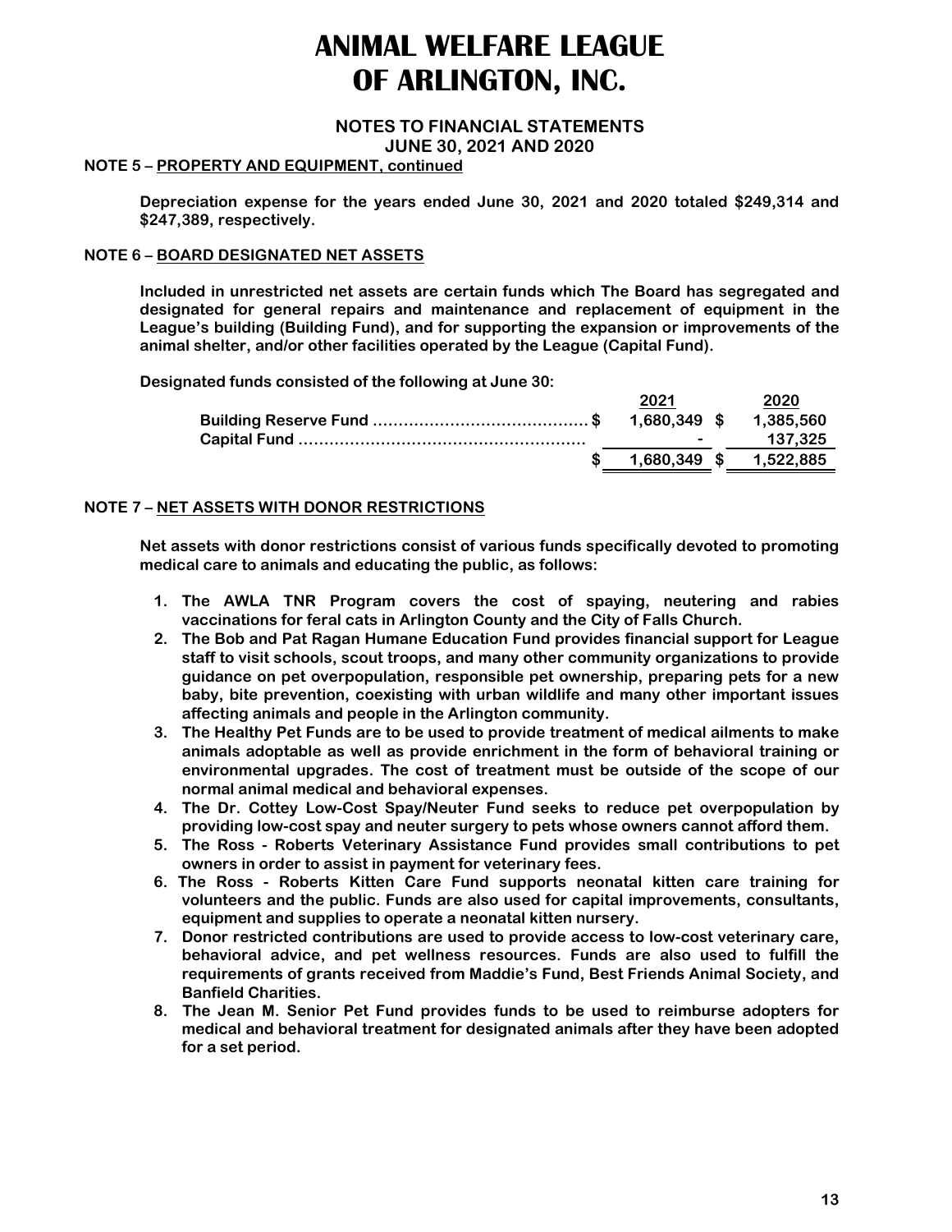# ANIMAL WELFARE LEAGUE OF ARLINGTON, INC.

## NOTES TO FINANCIAL STATEMENTS
## JUNE 30, 2021 AND 2020

### NOTE 5 – PROPERTY AND EQUIPMENT, continued

**Depreciation expense for the years ended June 30, 2021 and 2020 totaled $249,314 and $247,389, respectively.**

### NOTE 6 – BOARD DESIGNATED NET ASSETS

**Included in unrestricted net assets are certain funds which The Board has segregated and designated for general repairs and maintenance and replacement of equipment in the League's building (Building Fund), and for supporting the expansion or improvements of the animal shelter, and/or other facilities operated by the League (Capital Fund).**

**Designated funds consisted of the following at June 30:**

| | 2021 | 2020 |
|---|---|---|
| Building Reserve Fund | $ 1,680,349 | $ 1,385,560 |
| Capital Fund | - | 137,325 |
| | $ 1,680,349 | $ 1,522,885 |

### NOTE 7 – NET ASSETS WITH DONOR RESTRICTIONS

**Net assets with donor restrictions consist of various funds specifically devoted to promoting medical care to animals and educating the public, as follows:**

1. **The AWLA TNR Program covers the cost of spaying, neutering and rabies vaccinations for feral cats in Arlington County and the City of Falls Church.**
2. **The Bob and Pat Ragan Humane Education Fund provides financial support for League staff to visit schools, scout troops, and many other community organizations to provide guidance on pet overpopulation, responsible pet ownership, preparing pets for a new baby, bite prevention, coexisting with urban wildlife and many other important issues affecting animals and people in the Arlington community.**
3. **The Healthy Pet Funds are to be used to provide treatment of medical ailments to make animals adoptable as well as provide enrichment in the form of behavioral training or environmental upgrades. The cost of treatment must be outside of the scope of our normal animal medical and behavioral expenses.**
4. **The Dr. Cottey Low-Cost Spay/Neuter Fund seeks to reduce pet overpopulation by providing low-cost spay and neuter surgery to pets whose owners cannot afford them.**
5. **The Ross - Roberts Veterinary Assistance Fund provides small contributions to pet owners in order to assist in payment for veterinary fees.**
6. **The Ross - Roberts Kitten Care Fund supports neonatal kitten care training for volunteers and the public. Funds are also used for capital improvements, consultants, equipment and supplies to operate a neonatal kitten nursery.**
7. **Donor restricted contributions are used to provide access to low-cost veterinary care, behavioral advice, and pet wellness resources. Funds are also used to fulfill the requirements of grants received from Maddie's Fund, Best Friends Animal Society, and Banfield Charities.**
8. **The Jean M. Senior Pet Fund provides funds to be used to reimburse adopters for medical and behavioral treatment for designated animals after they have been adopted for a set period.**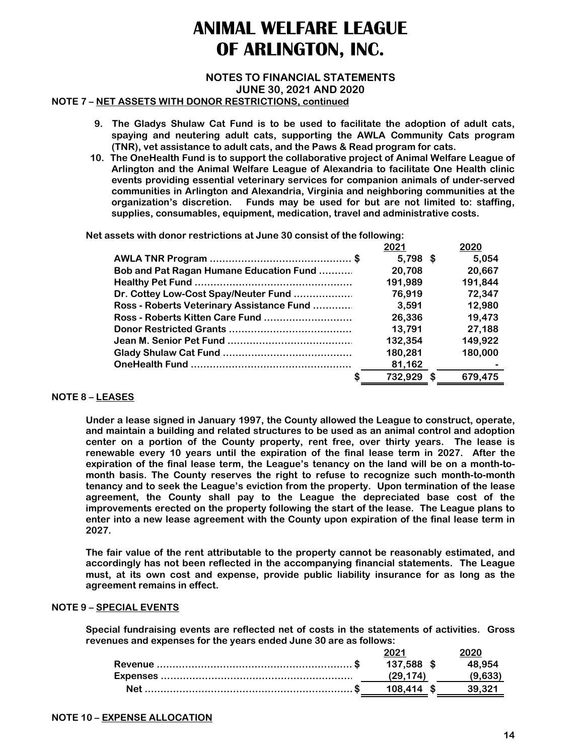# ANIMAL WELFARE LEAGUE OF ARLINGTON, INC.

**NOTES TO FINANCIAL STATEMENTS**
**JUNE 30, 2021 AND 2020**

**NOTE 7 – NET ASSETS WITH DONOR RESTRICTIONS, continued**

9. The Gladys Shulaw Cat Fund is to be used to facilitate the adoption of adult cats, spaying and neutering adult cats, supporting the AWLA Community Cats program (TNR), vet assistance to adult cats, and the Paws & Read program for cats.
10. The OneHealth Fund is to support the collaborative project of Animal Welfare League of Arlington and the Animal Welfare League of Alexandria to facilitate One Health clinic events providing essential veterinary services for companion animals of under-served communities in Arlington and Alexandria, Virginia and neighboring communities at the organization's discretion. Funds may be used for but are not limited to: staffing, supplies, consumables, equipment, medication, travel and administrative costs.

Net assets with donor restrictions at June 30 consist of the following:

| | 2021 | 2020 |
|---|---|---|
| AWLA TNR Program | $ 5,798 | $ 5,054 |
| Bob and Pat Ragan Humane Education Fund | 20,708 | 20,667 |
| Healthy Pet Fund | 191,989 | 191,844 |
| Dr. Cottey Low-Cost Spay/Neuter Fund | 76,919 | 72,347 |
| Ross - Roberts Veterinary Assistance Fund | 3,591 | 12,980 |
| Ross - Roberts Kitten Care Fund | 26,336 | 19,473 |
| Donor Restricted Grants | 13,791 | 27,188 |
| Jean M. Senior Pet Fund | 132,354 | 149,922 |
| Glady Shulaw Cat Fund | 180,281 | 180,000 |
| OneHealth Fund | 81,162 | - |
| | $ 732,929 | $ 679,475 |

**NOTE 8 – LEASES**

Under a lease signed in January 1997, the County allowed the League to construct, operate, and maintain a building and related structures to be used as an animal control and adoption center on a portion of the County property, rent free, over thirty years. The lease is renewable every 10 years until the expiration of the final lease term in 2027. After the expiration of the final lease term, the League's tenancy on the land will be on a month-to-month basis. The County reserves the right to refuse to recognize such month-to-month tenancy and to seek the League's eviction from the property. Upon termination of the lease agreement, the County shall pay to the League the depreciated base cost of the improvements erected on the property following the start of the lease. The League plans to enter into a new lease agreement with the County upon expiration of the final lease term in 2027.

The fair value of the rent attributable to the property cannot be reasonably estimated, and accordingly has not been reflected in the accompanying financial statements. The League must, at its own cost and expense, provide public liability insurance for as long as the agreement remains in effect.

**NOTE 9 – SPECIAL EVENTS**

Special fundraising events are reflected net of costs in the statements of activities. Gross revenues and expenses for the years ended June 30 are as follows:

| | 2021 | 2020 |
|---|---|---|
| Revenue | $ 137,588 | $ 48,954 |
| Expenses | (29,174) | (9,633) |
| Net | $ 108,414 | $ 39,321 |

**NOTE 10 – EXPENSE ALLOCATION**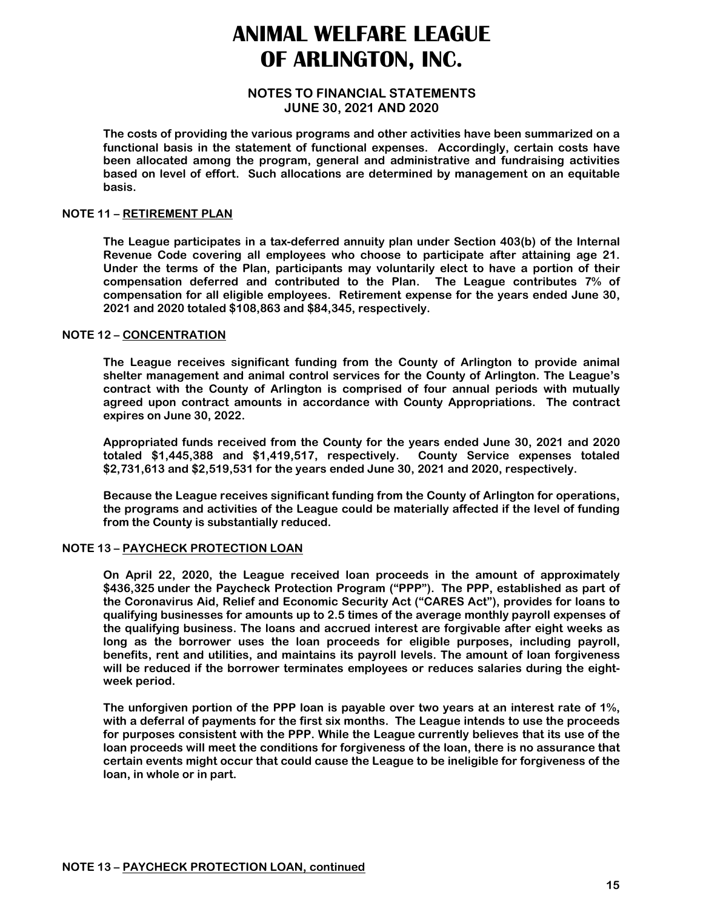# ANIMAL WELFARE LEAGUE OF ARLINGTON, INC.

## NOTES TO FINANCIAL STATEMENTS
## JUNE 30, 2021 AND 2020

**The costs of providing the various programs and other activities have been summarized on a functional basis in the statement of functional expenses. Accordingly, certain costs have been allocated among the program, general and administrative and fundraising activities based on level of effort. Such allocations are determined by management on an equitable basis.**

**NOTE 11 – RETIREMENT PLAN**

**The League participates in a tax-deferred annuity plan under Section 403(b) of the Internal Revenue Code covering all employees who choose to participate after attaining age 21. Under the terms of the Plan, participants may voluntarily elect to have a portion of their compensation deferred and contributed to the Plan. The League contributes 7% of compensation for all eligible employees. Retirement expense for the years ended June 30, 2021 and 2020 totaled $108,863 and $84,345, respectively.**

**NOTE 12 – CONCENTRATION**

**The League receives significant funding from the County of Arlington to provide animal shelter management and animal control services for the County of Arlington. The League's contract with the County of Arlington is comprised of four annual periods with mutually agreed upon contract amounts in accordance with County Appropriations. The contract expires on June 30, 2022.**

**Appropriated funds received from the County for the years ended June 30, 2021 and 2020 totaled $1,445,388 and $1,419,517, respectively. County Service expenses totaled $2,731,613 and $2,519,531 for the years ended June 30, 2021 and 2020, respectively.**

**Because the League receives significant funding from the County of Arlington for operations, the programs and activities of the League could be materially affected if the level of funding from the County is substantially reduced.**

**NOTE 13 – PAYCHECK PROTECTION LOAN**

**On April 22, 2020, the League received loan proceeds in the amount of approximately $436,325 under the Paycheck Protection Program ("PPP"). The PPP, established as part of the Coronavirus Aid, Relief and Economic Security Act ("CARES Act"), provides for loans to qualifying businesses for amounts up to 2.5 times of the average monthly payroll expenses of the qualifying business. The loans and accrued interest are forgivable after eight weeks as long as the borrower uses the loan proceeds for eligible purposes, including payroll, benefits, rent and utilities, and maintains its payroll levels. The amount of loan forgiveness will be reduced if the borrower terminates employees or reduces salaries during the eight-week period.**

**The unforgiven portion of the PPP loan is payable over two years at an interest rate of 1%, with a deferral of payments for the first six months. The League intends to use the proceeds for purposes consistent with the PPP. While the League currently believes that its use of the loan proceeds will meet the conditions for forgiveness of the loan, there is no assurance that certain events might occur that could cause the League to be ineligible for forgiveness of the loan, in whole or in part.**

**NOTE 13 – PAYCHECK PROTECTION LOAN, continued**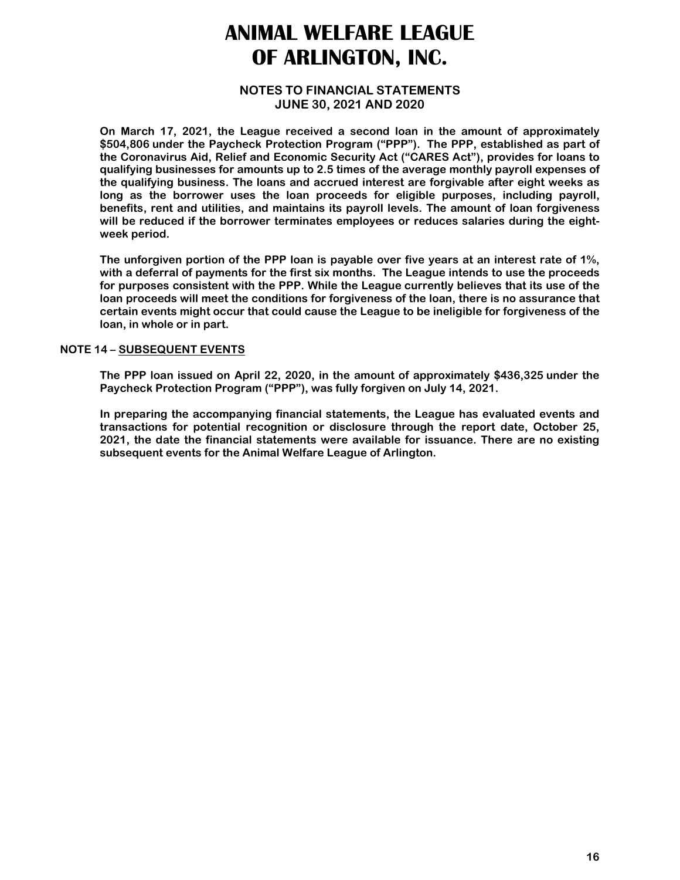On March 17, 2021, the League received a second loan in the amount of approximately $504,806 under the Paycheck Protection Program ("PPP"). The PPP, established as part of the Coronavirus Aid, Relief and Economic Security Act ("CARES Act"), provides for loans to qualifying businesses for amounts up to 2.5 times of the average monthly payroll expenses of the qualifying business. The loans and accrued interest are forgivable after eight weeks as long as the borrower uses the loan proceeds for eligible purposes, including payroll, benefits, rent and utilities, and maintains its payroll levels. The amount of loan forgiveness will be reduced if the borrower terminates employees or reduces salaries during the eight-week period.

The unforgiven portion of the PPP loan is payable over five years at an interest rate of 1%, with a deferral of payments for the first six months. The League intends to use the proceeds for purposes consistent with the PPP. While the League currently believes that its use of the loan proceeds will meet the conditions for forgiveness of the loan, there is no assurance that certain events might occur that could cause the League to be ineligible for forgiveness of the loan, in whole or in part.

## NOTE 14 – SUBSEQUENT EVENTS

The PPP loan issued on April 22, 2020, in the amount of approximately $436,325 under the Paycheck Protection Program ("PPP"), was fully forgiven on July 14, 2021.

In preparing the accompanying financial statements, the League has evaluated events and transactions for potential recognition or disclosure through the report date, October 25, 2021, the date the financial statements were available for issuance. There are no existing subsequent events for the Animal Welfare League of Arlington.